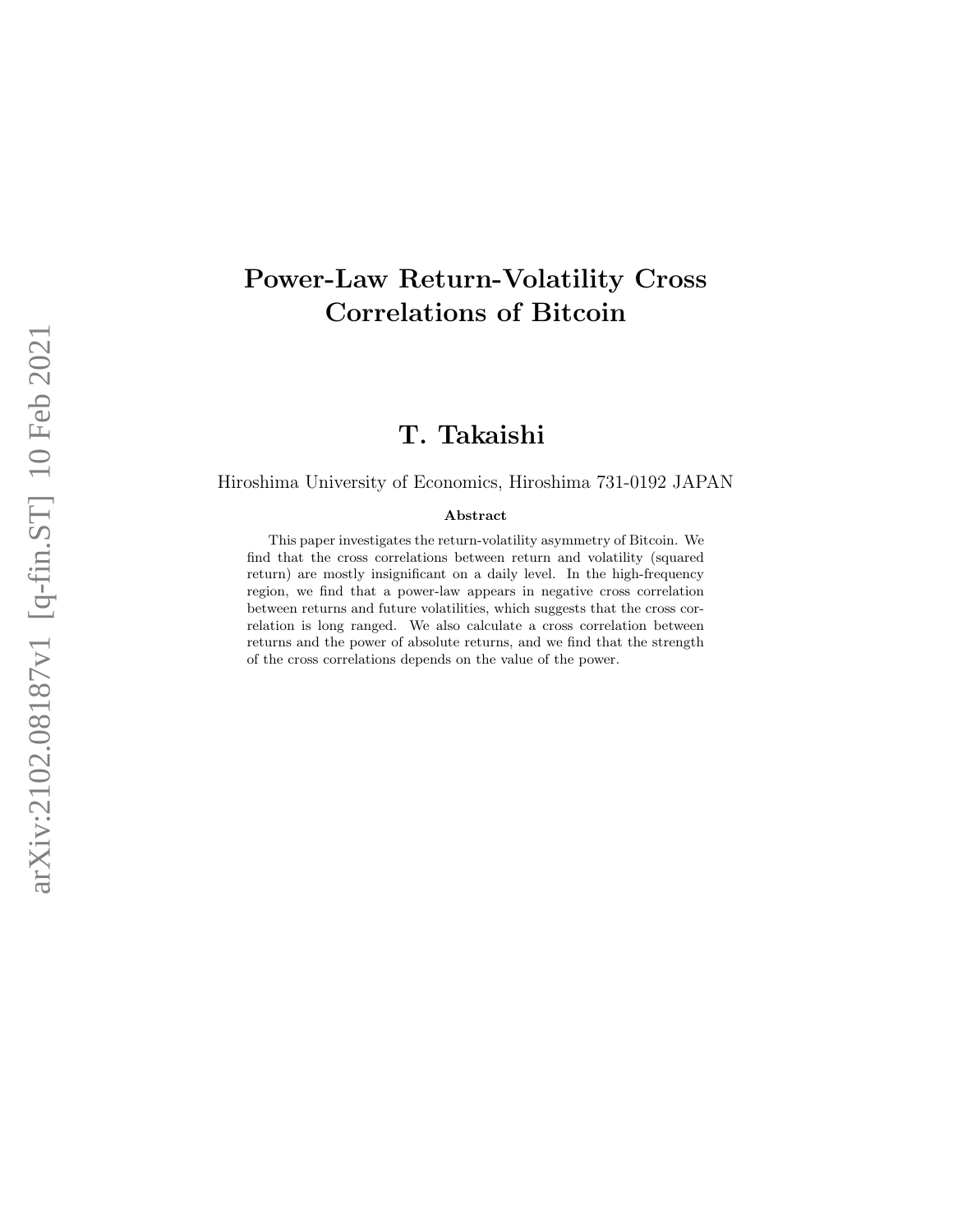# Power-Law Return-Volatility Cross Correlations of Bitcoin

**T. Takaishi**

Hiroshima University of Economics, Hiroshima 731-0192 JAPAN

### Abstract

This paper investigates the return-volatility asymmetry of Bitcoin. We find that the cross correlations between return and volatility (squared return) are mostly insignificant on a daily level. In the high-frequency region, we find that a power-law appears in negative cross correlation between returns and future volatilities, which suggests that the cross correlation is long ranged. We also calculate a cross correlation between returns and the power of absolute returns, and we find that the strength of the cross correlations depends on the value of the power.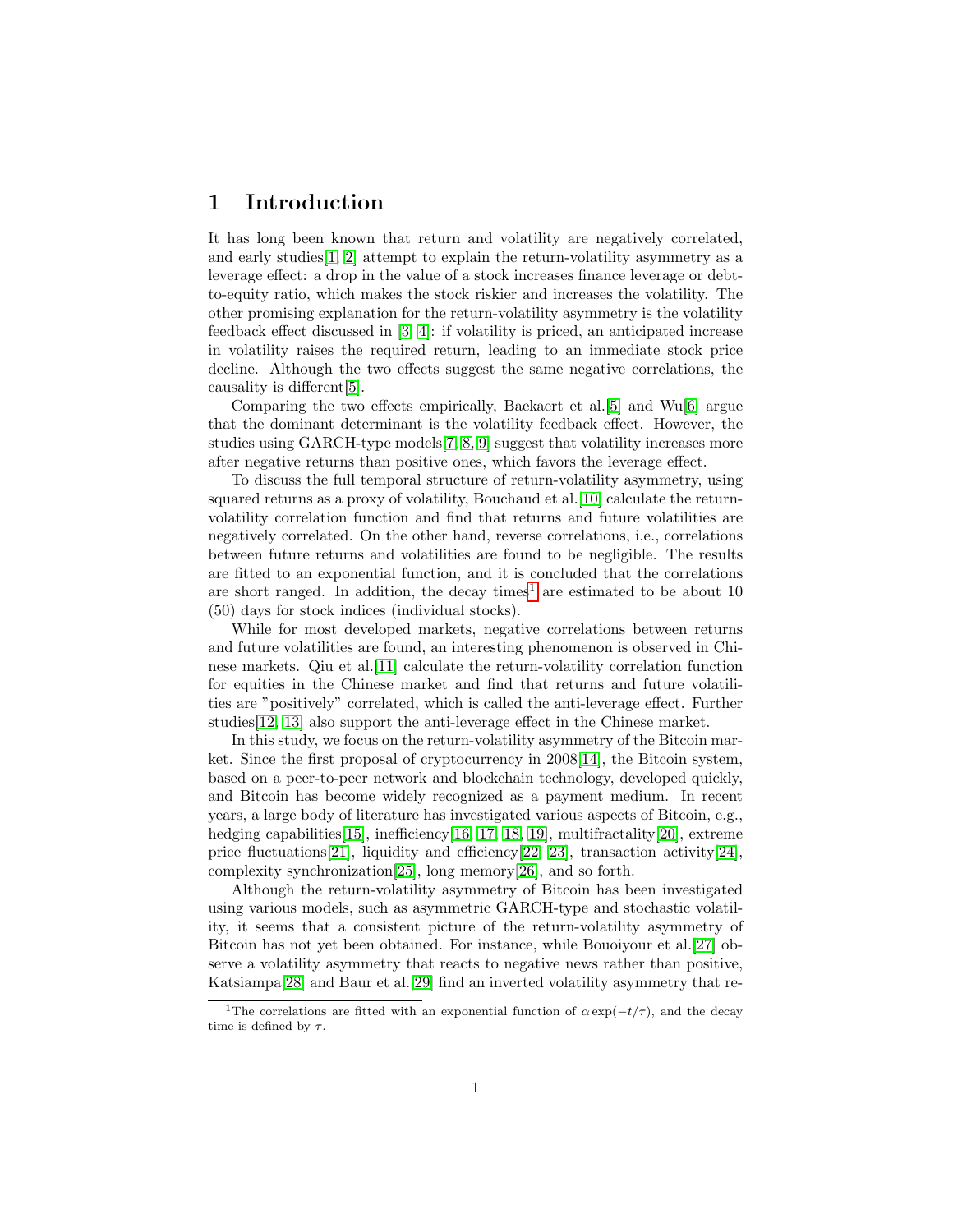# 1 Introduction

It has long been known that return and volatility are negatively correlated, and early studies[1, 2] attempt to explain the return-volatility asymmetry as a leverage effect: a drop in the value of a stock increases finance leverage or debt-to-equity ratio, which makes the stock riskier and increases the volatility. The other promising explanation for the return-volatility asymmetry is the volatility feedback effect discussed in [3, 4]: if volatility is priced, an anticipated increase in volatility raises the required return, leading to an immediate stock price decline. Although the two effects suggest the same negative correlations, the causality is different[5].

Comparing the two effects empirically, Baekaert et al.[5] and Wu[6] argue that the dominant determinant is the volatility feedback effect. However, the studies using GARCH-type models[7, 8, 9] suggest that volatility increases more after negative returns than positive ones, which favors the leverage effect.

To discuss the full temporal structure of return-volatility asymmetry, using squared returns as a proxy of volatility, Bouchaud et al.[10] calculate the return-volatility correlation function and find that returns and future volatilities are negatively correlated. On the other hand, reverse correlations, i.e., correlations between future returns and volatilities are found to be negligible. The results are fitted to an exponential function, and it is concluded that the correlations are short ranged. In addition, the decay times[1] are estimated to be about 10 (50) days for stock indices (individual stocks).

While for most developed markets, negative correlations between returns and future volatilities are found, an interesting phenomenon is observed in Chinese markets. Qiu et al.[11] calculate the return-volatility correlation function for equities in the Chinese market and find that returns and future volatilities are "positively" correlated, which is called the anti-leverage effect. Further studies[12, 13] also support the anti-leverage effect in the Chinese market.

In this study, we focus on the return-volatility asymmetry of the Bitcoin market. Since the first proposal of cryptocurrency in 2008[14], the Bitcoin system, based on a peer-to-peer network and blockchain technology, developed quickly, and Bitcoin has become widely recognized as a payment medium. In recent years, a large body of literature has investigated various aspects of Bitcoin, e.g., hedging capabilities[15], inefficiency[16, 17, 18, 19], multifractality[20], extreme price fluctuations[21], liquidity and efficiency[22, 23], transaction activity[24], complexity synchronization[25], long memory[26], and so forth.

Although the return-volatility asymmetry of Bitcoin has been investigated using various models, such as asymmetric GARCH-type and stochastic volatility, it seems that a consistent picture of the return-volatility asymmetry of Bitcoin has not yet been obtained. For instance, while Bouoiyour et al.[27] observe a volatility asymmetry that reacts to negative news rather than positive, Katsiampa[28] and Baur et al.[29] find an inverted volatility asymmetry that re-

[1] The correlations are fitted with an exponential function of $\alpha \exp(-t/\tau)$, and the decay time is defined by $\tau$.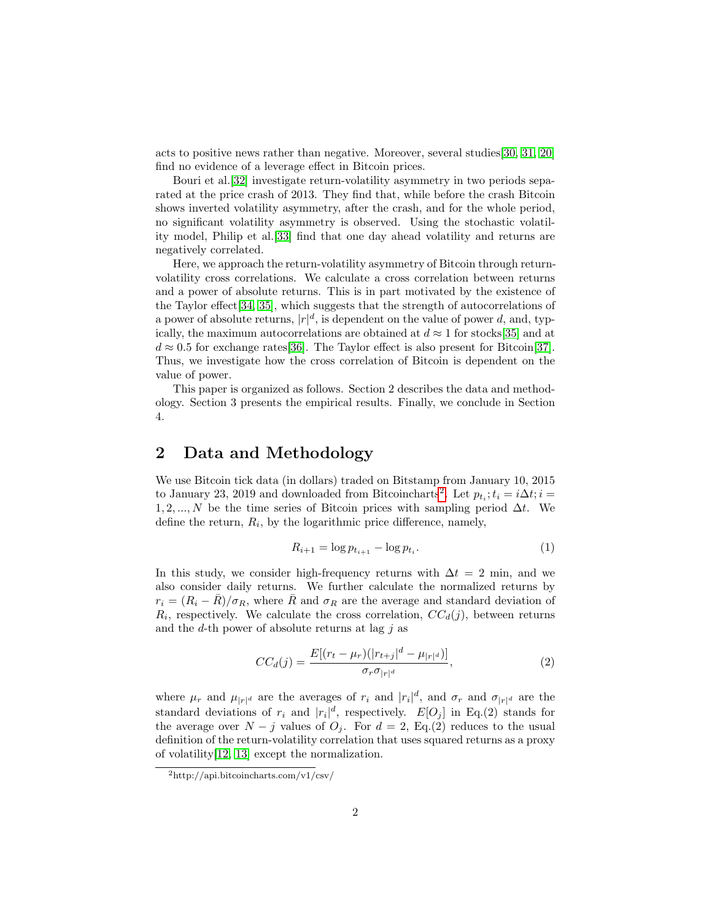acts to positive news rather than negative. Moreover, several studies[30, 31, 20] find no evidence of a leverage effect in Bitcoin prices.

Bouri et al.[32] investigate return-volatility asymmetry in two periods separated at the price crash of 2013. They find that, while before the crash Bitcoin shows inverted volatility asymmetry, after the crash, and for the whole period, no significant volatility asymmetry is observed. Using the stochastic volatility model, Philip et al.[33] find that one day ahead volatility and returns are negatively correlated.

Here, we approach the return-volatility asymmetry of Bitcoin through return-volatility cross correlations. We calculate a cross correlation between returns and a power of absolute returns. This is in part motivated by the existence of the Taylor effect[34, 35], which suggests that the strength of autocorrelations of a power of absolute returns, $|r|^d$, is dependent on the value of power $d$, and, typically, the maximum autocorrelations are obtained at $d \approx 1$ for stocks[35] and at $d \approx 0.5$ for exchange rates[36]. The Taylor effect is also present for Bitcoin[37]. Thus, we investigate how the cross correlation of Bitcoin is dependent on the value of power.

This paper is organized as follows. Section 2 describes the data and methodology. Section 3 presents the empirical results. Finally, we conclude in Section 4.

## 2 Data and Methodology

We use Bitcoin tick data (in dollars) traded on Bitstamp from January 10, 2015 to January 23, 2019 and downloaded from Bitcoincharts[2]. Let $p_{t_i}; t_i = i\Delta t; i = 1, 2, ..., N$ be the time series of Bitcoin prices with sampling period $\Delta t$. We define the return, $R_i$, by the logarithmic price difference, namely,

$$R_{i+1} = \log p_{t_{i+1}} - \log p_{t_i}. \tag{1}$$

In this study, we consider high-frequency returns with $\Delta t = 2$ min, and we also consider daily returns. We further calculate the normalized returns by $r_i = (R_i - \bar{R})/\sigma_R$, where $\bar{R}$ and $\sigma_R$ are the average and standard deviation of $R_i$, respectively. We calculate the cross correlation, $CC_d(j)$, between returns and the $d$-th power of absolute returns at lag $j$ as

$$CC_d(j) = \frac{E[(r_t - \mu_r)(|r_{t+j}|^d - \mu_{|r|^d})]}{\sigma_r \sigma_{|r|^d}}, \tag{2}$$

where $\mu_r$ and $\mu_{|r|^d}$ are the averages of $r_i$ and $|r_i|^d$, and $\sigma_r$ and $\sigma_{|r|^d}$ are the standard deviations of $r_i$ and $|r_i|^d$, respectively. $E[O_j]$ in Eq.(2) stands for the average over $N - j$ values of $O_j$. For $d = 2$, Eq.(2) reduces to the usual definition of the return-volatility correlation that uses squared returns as a proxy of volatility[12, 13] except the normalization.

[2] http://api.bitcoincharts.com/v1/csv/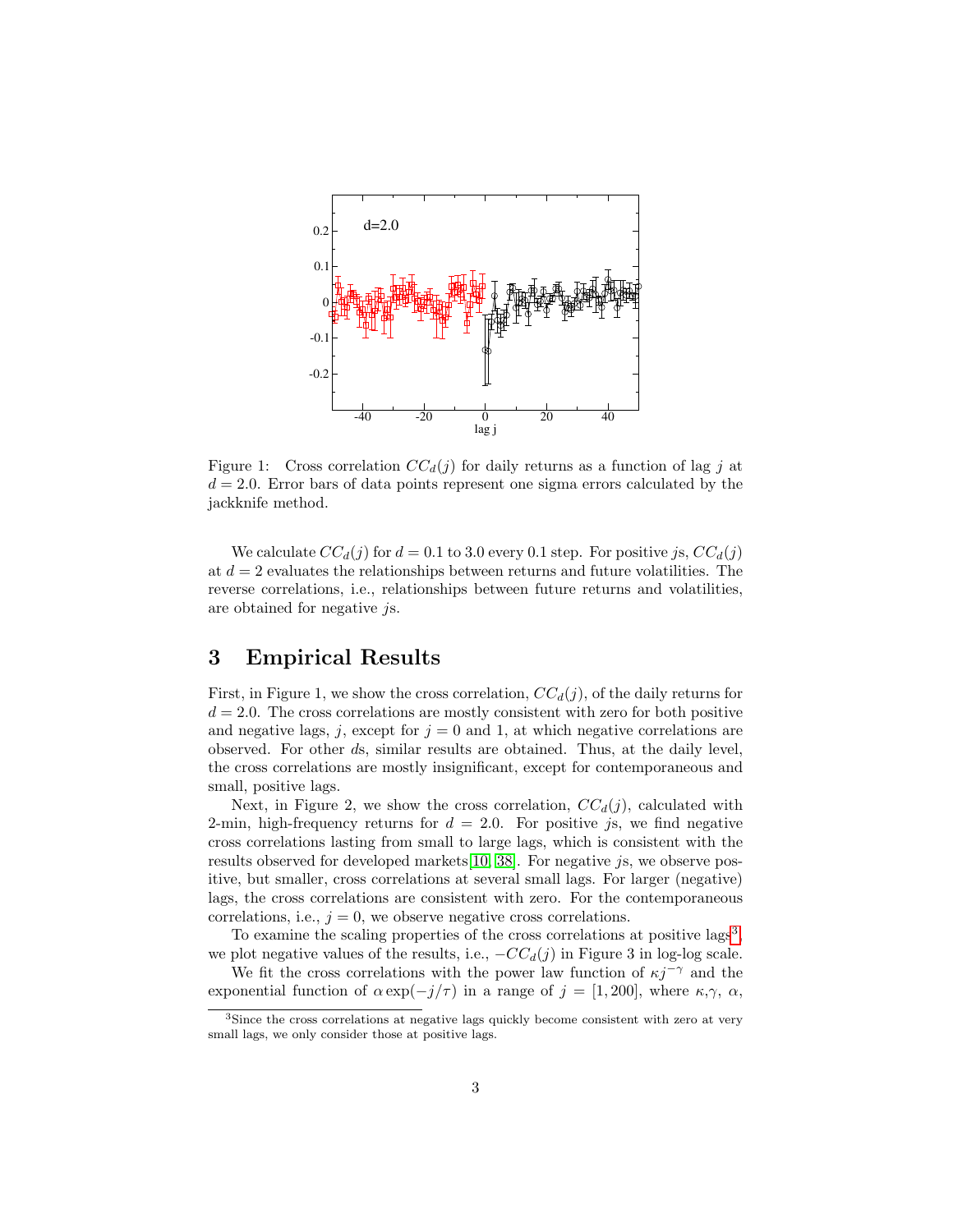Figure 1: Cross correlation $CC_d(j)$ for daily returns as a function of lag $j$ at $d = 2.0$. Error bars of data points represent one sigma errors calculated by the jackknife method.

We calculate $CC_d(j)$ for $d = 0.1$ to $3.0$ every 0.1 step. For positive $j$s, $CC_d(j)$ at $d = 2$ evaluates the relationships between returns and future volatilities. The reverse correlations, i.e., relationships between future returns and volatilities, are obtained for negative $j$s.

## 3 Empirical Results

First, in Figure 1, we show the cross correlation, $CC_d(j)$, of the daily returns for $d = 2.0$. The cross correlations are mostly consistent with zero for both positive and negative lags, $j$, except for $j = 0$ and 1, at which negative correlations are observed. For other $d$s, similar results are obtained. Thus, at the daily level, the cross correlations are mostly insignificant, except for contemporaneous and small, positive lags.

Next, in Figure 2, we show the cross correlation, $CC_d(j)$, calculated with 2-min, high-frequency returns for $d = 2.0$. For positive $j$s, we find negative cross correlations lasting from small to large lags, which is consistent with the results observed for developed markets[10, 38]. For negative $j$s, we observe positive, but smaller, cross correlations at several small lags. For larger (negative) lags, the cross correlations are consistent with zero. For the contemporaneous correlations, i.e., $j = 0$, we observe negative cross correlations.

To examine the scaling properties of the cross correlations at positive lags[3], we plot negative values of the results, i.e., $-CC_d(j)$ in Figure 3 in log-log scale.

We fit the cross correlations with the power law function of $\kappa j^{-\gamma}$ and the exponential function of $\alpha \exp(-j/\tau)$ in a range of $j = [1, 200]$, where $\kappa$,$\gamma$, $\alpha$,

[3] Since the cross correlations at negative lags quickly become consistent with zero at very small lags, we only consider those at positive lags.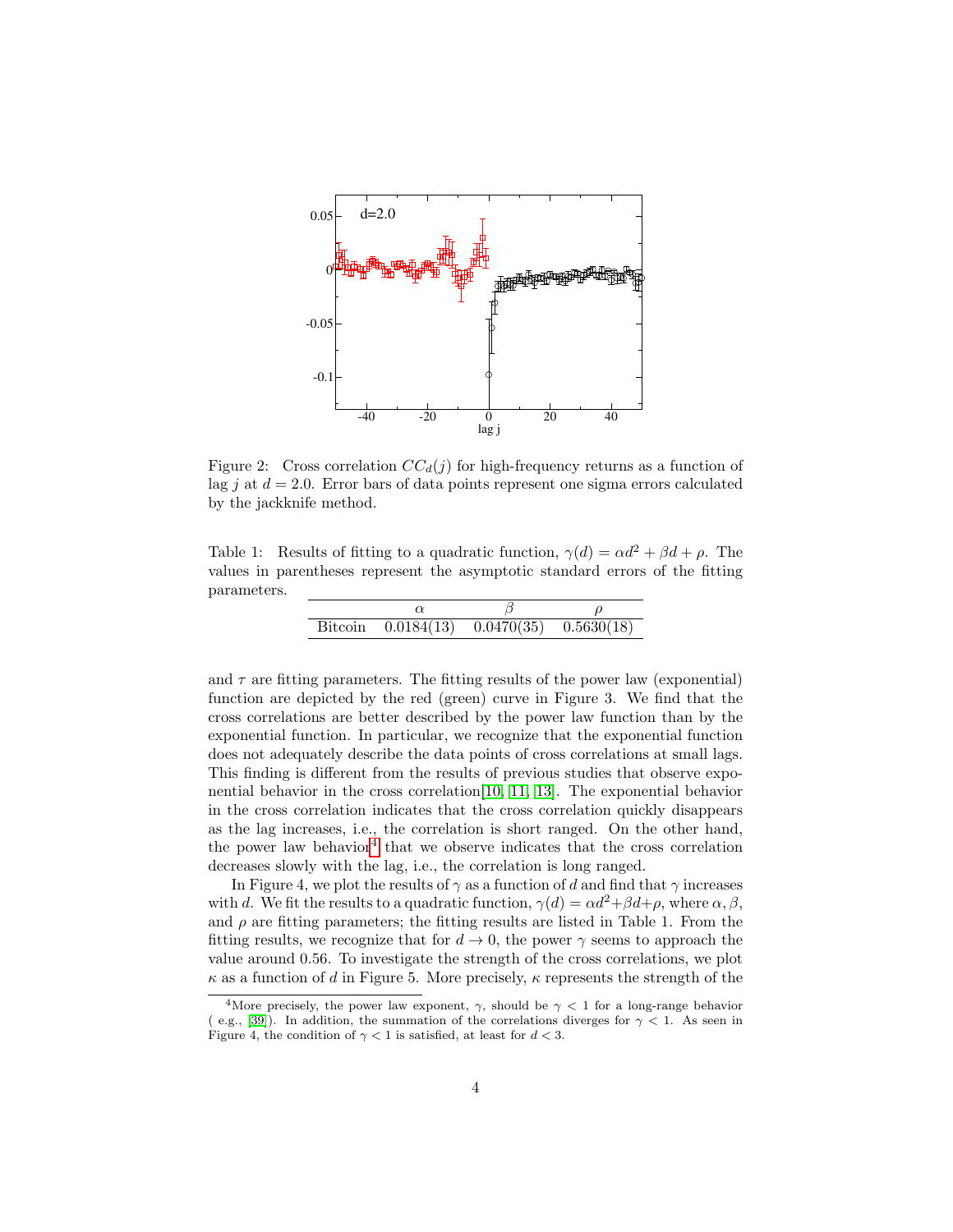d=2.0

0.05

0

-0.05

-0.1

-40 -20 0 20 40

lag j

Figure 2: Cross correlation $CC_d(j)$ for high-frequency returns as a function of lag $j$ at $d = 2.0$. Error bars of data points represent one sigma errors calculated by the jackknife method.

Table 1: Results of fitting to a quadratic function, $\gamma(d) = \alpha d^2 + \beta d + \rho$. The values in parentheses represent the asymptotic standard errors of the fitting parameters.

| | $\alpha$ | $\beta$ | $\rho$ |
|---|---|---|---|
| Bitcoin | 0.0184(13) | 0.0470(35) | 0.5630(18) |

and $\tau$ are fitting parameters. The fitting results of the power law (exponential) function are depicted by the red (green) curve in Figure 3. We find that the cross correlations are better described by the power law function than by the exponential function. In particular, we recognize that the exponential function does not adequately describe the data points of cross correlations at small lags. This finding is different from the results of previous studies that observe exponential behavior in the cross correlation[10, 11, 13]. The exponential behavior in the cross correlation indicates that the cross correlation quickly disappears as the lag increases, i.e., the correlation is short ranged. On the other hand, the power law behavior[4] that we observe indicates that the cross correlation decreases slowly with the lag, i.e., the correlation is long ranged.

In Figure 4, we plot the results of $\gamma$ as a function of $d$ and find that $\gamma$ increases with $d$. We fit the results to a quadratic function, $\gamma(d) = \alpha d^2 + \beta d + \rho$, where $\alpha, \beta$, and $\rho$ are fitting parameters; the fitting results are listed in Table 1. From the fitting results, we recognize that for $d \to 0$, the power $\gamma$ seems to approach the value around 0.56. To investigate the strength of the cross correlations, we plot $\kappa$ as a function of $d$ in Figure 5. More precisely, $\kappa$ represents the strength of the

[4] More precisely, the power law exponent, $\gamma$, should be $\gamma < 1$ for a long-range behavior ( e.g., [39]). In addition, the summation of the correlations diverges for $\gamma < 1$. As seen in Figure 4, the condition of $\gamma < 1$ is satisfied, at least for $d < 3$.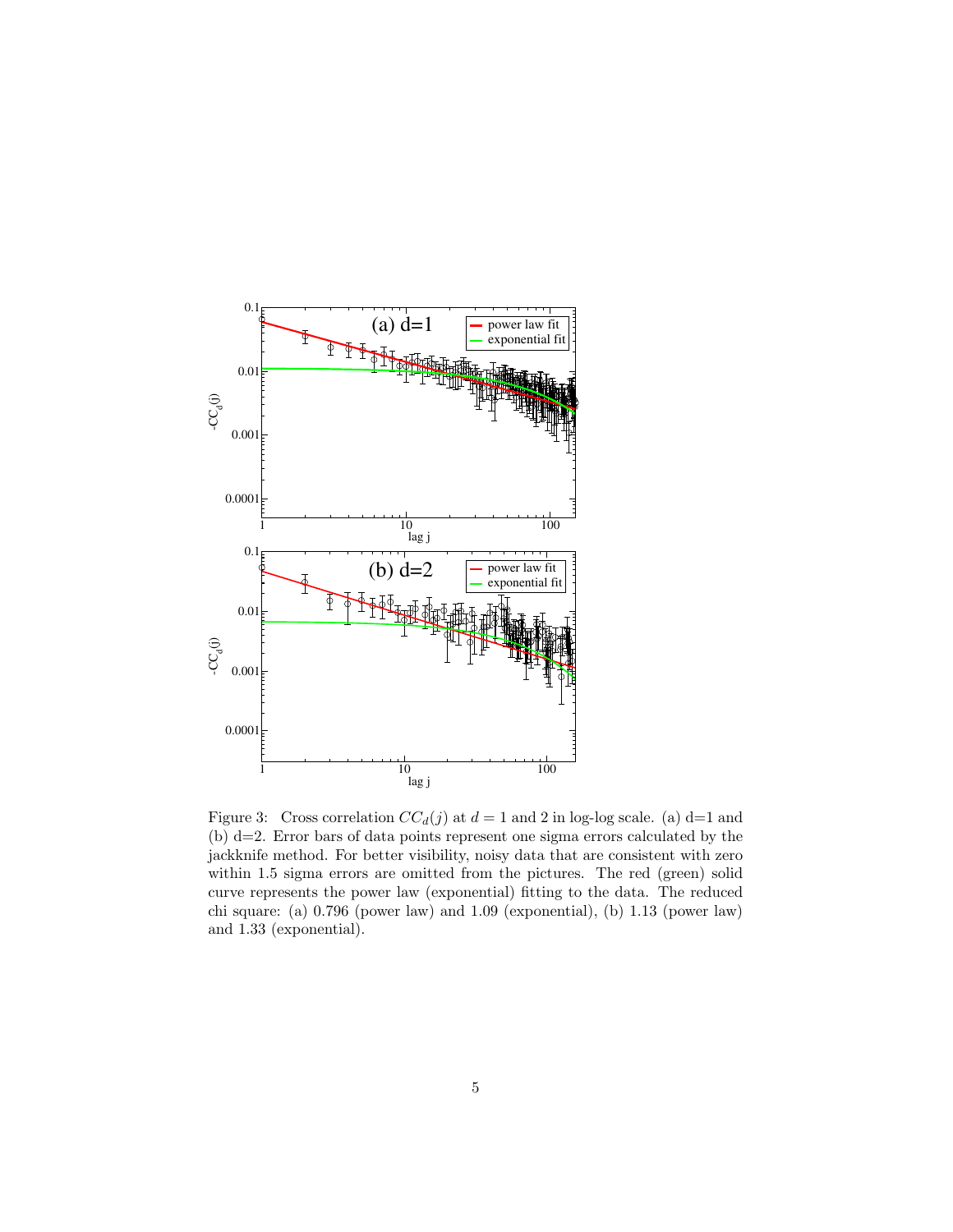(a) d=1

power law fit

exponential fit

0.1

0.01

0.001

0.0001

-CC$_d$(j)

1

10

100

lag j

(b) d=2

power law fit

exponential fit

0.1

0.01

0.001

0.0001

-CC$_d$(j)

1

10

100

lag j

Figure 3: Cross correlation $CC_d(j)$ at $d = 1$ and 2 in log-log scale. (a) d=1 and (b) d=2. Error bars of data points represent one sigma errors calculated by the jackknife method. For better visibility, noisy data that are consistent with zero within 1.5 sigma errors are omitted from the pictures. The red (green) solid curve represents the power law (exponential) fitting to the data. The reduced chi square: (a) 0.796 (power law) and 1.09 (exponential), (b) 1.13 (power law) and 1.33 (exponential).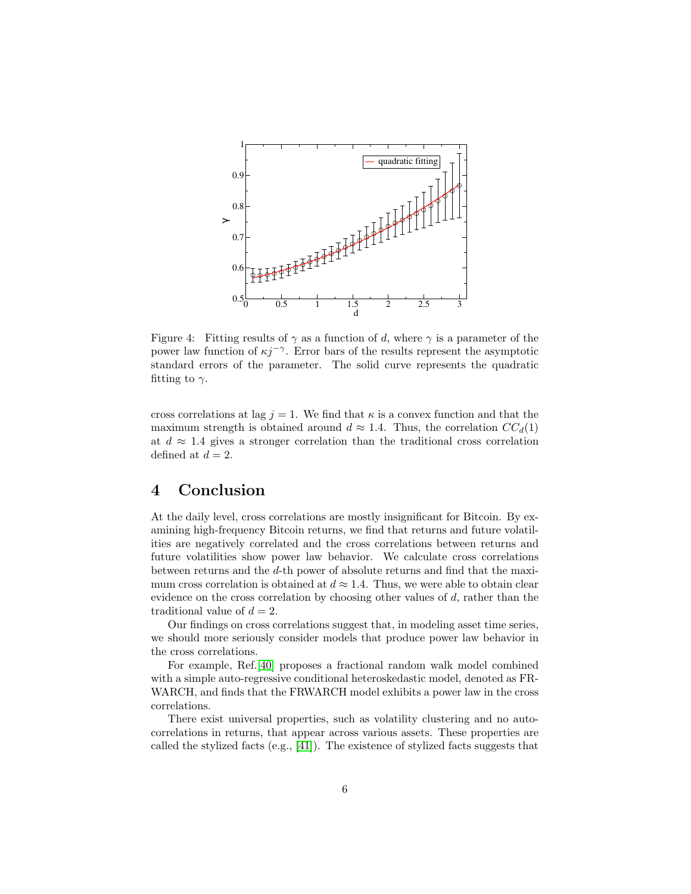quadratic fitting

γ

d

0.5
0.6
0.7
0.8
0.9
1

0
0.5
1
1.5
2
2.5
3

Figure 4: Fitting results of $\gamma$ as a function of $d$, where $\gamma$ is a parameter of the power law function of $\kappa j^{-\gamma}$. Error bars of the results represent the asymptotic standard errors of the parameter. The solid curve represents the quadratic fitting to $\gamma$.

cross correlations at lag $j = 1$. We find that $\kappa$ is a convex function and that the maximum strength is obtained around $d \approx 1.4$. Thus, the correlation $CC_d(1)$ at $d \approx 1.4$ gives a stronger correlation than the traditional cross correlation defined at $d = 2$.

# 4 Conclusion

At the daily level, cross correlations are mostly insignificant for Bitcoin. By examining high-frequency Bitcoin returns, we find that returns and future volatilities are negatively correlated and the cross correlations between returns and future volatilities show power law behavior. We calculate cross correlations between returns and the $d$-th power of absolute returns and find that the maximum cross correlation is obtained at $d \approx 1.4$. Thus, we were able to obtain clear evidence on the cross correlation by choosing other values of $d$, rather than the traditional value of $d = 2$.

Our findings on cross correlations suggest that, in modeling asset time series, we should more seriously consider models that produce power law behavior in the cross correlations.

For example, Ref.[40] proposes a fractional random walk model combined with a simple auto-regressive conditional heteroskedastic model, denoted as FRWARCH, and finds that the FRWARCH model exhibits a power law in the cross correlations.

There exist universal properties, such as volatility clustering and no autocorrelations in returns, that appear across various assets. These properties are called the stylized facts (e.g., [41]). The existence of stylized facts suggests that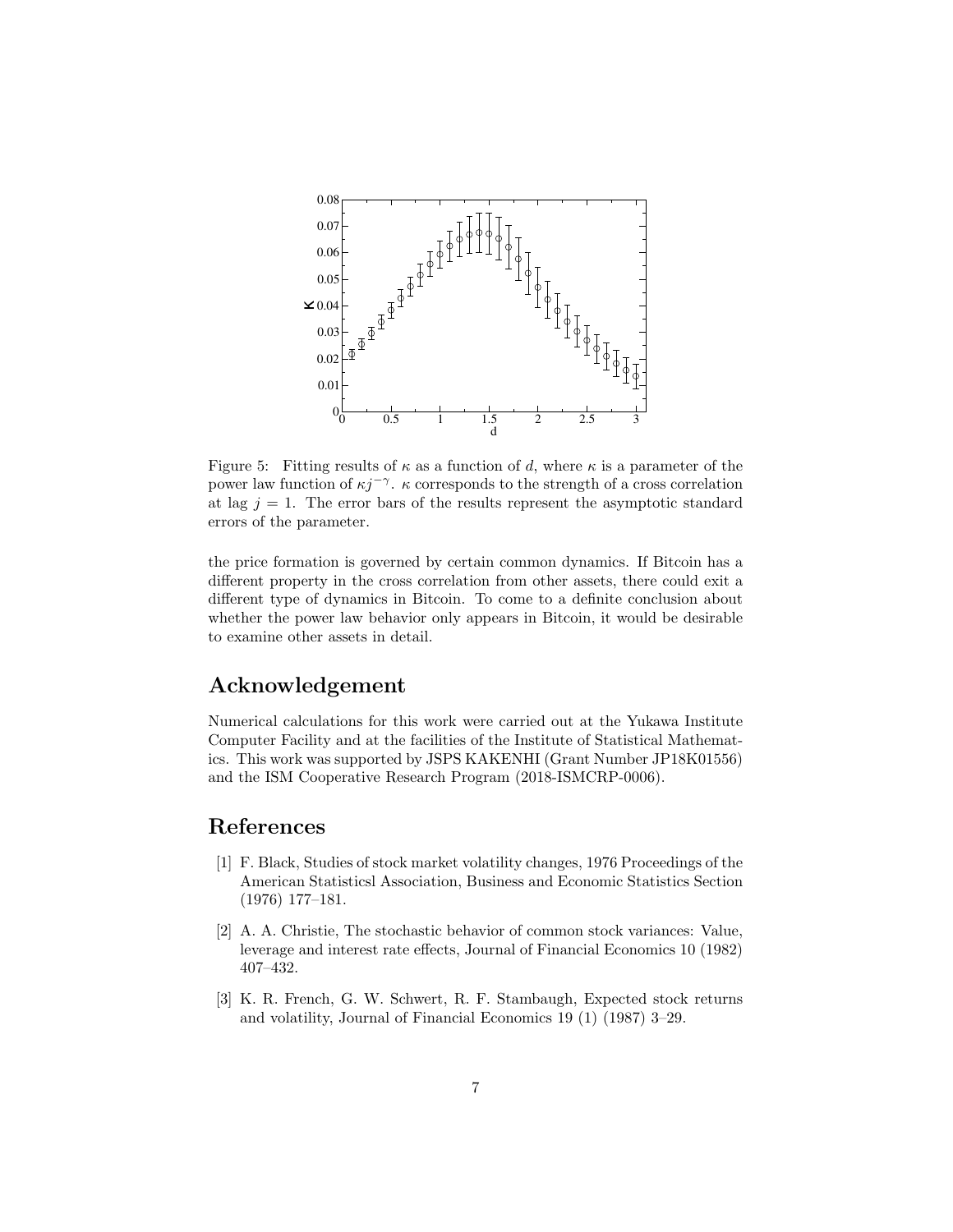0.08
0.07
0.06
0.05
K 0.04
0.03
0.02
0.01
0
0 0.5 1 1.5 2 2.5 3
d

Figure 5: Fitting results of $\kappa$ as a function of $d$, where $\kappa$ is a parameter of the power law function of $\kappa j^{-\gamma}$. $\kappa$ corresponds to the strength of a cross correlation at lag $j = 1$. The error bars of the results represent the asymptotic standard errors of the parameter.

the price formation is governed by certain common dynamics. If Bitcoin has a different property in the cross correlation from other assets, there could exit a different type of dynamics in Bitcoin. To come to a definite conclusion about whether the power law behavior only appears in Bitcoin, it would be desirable to examine other assets in detail.

## Acknowledgement

Numerical calculations for this work were carried out at the Yukawa Institute Computer Facility and at the facilities of the Institute of Statistical Mathematics. This work was supported by JSPS KAKENHI (Grant Number JP18K01556) and the ISM Cooperative Research Program (2018-ISMCRP-0006).

## References

[1] F. Black, Studies of stock market volatility changes, 1976 Proceedings of the American Statisticsl Association, Business and Economic Statistics Section (1976) 177–181.

[2] A. A. Christie, The stochastic behavior of common stock variances: Value, leverage and interest rate effects, Journal of Financial Economics 10 (1982) 407–432.

[3] K. R. French, G. W. Schwert, R. F. Stambaugh, Expected stock returns and volatility, Journal of Financial Economics 19 (1) (1987) 3–29.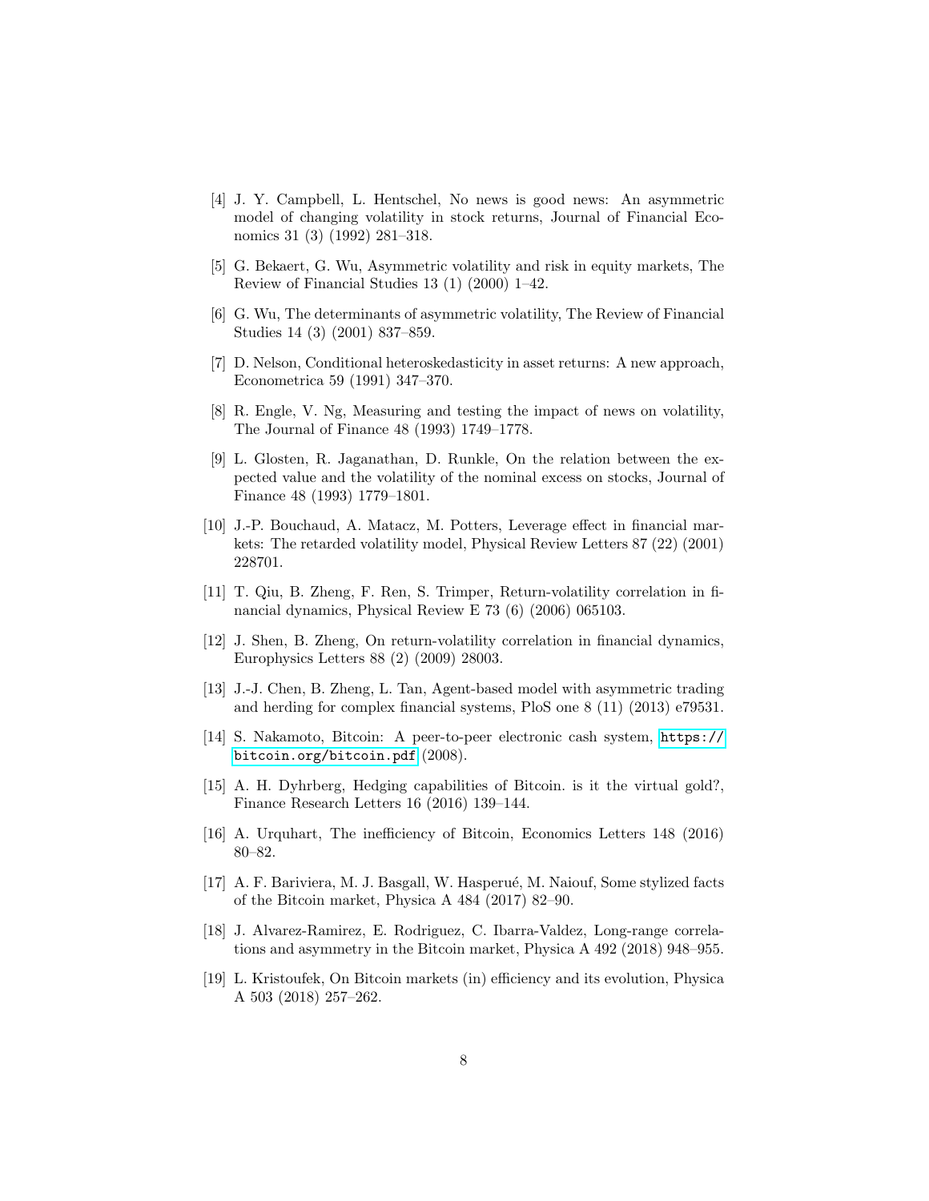[4] J. Y. Campbell, L. Hentschel, No news is good news: An asymmetric model of changing volatility in stock returns, Journal of Financial Economics 31 (3) (1992) 281–318.

[5] G. Bekaert, G. Wu, Asymmetric volatility and risk in equity markets, The Review of Financial Studies 13 (1) (2000) 1–42.

[6] G. Wu, The determinants of asymmetric volatility, The Review of Financial Studies 14 (3) (2001) 837–859.

[7] D. Nelson, Conditional heteroskedasticity in asset returns: A new approach, Econometrica 59 (1991) 347–370.

[8] R. Engle, V. Ng, Measuring and testing the impact of news on volatility, The Journal of Finance 48 (1993) 1749–1778.

[9] L. Glosten, R. Jaganathan, D. Runkle, On the relation between the expected value and the volatility of the nominal excess on stocks, Journal of Finance 48 (1993) 1779–1801.

[10] J.-P. Bouchaud, A. Matacz, M. Potters, Leverage effect in financial markets: The retarded volatility model, Physical Review Letters 87 (22) (2001) 228701.

[11] T. Qiu, B. Zheng, F. Ren, S. Trimper, Return-volatility correlation in financial dynamics, Physical Review E 73 (6) (2006) 065103.

[12] J. Shen, B. Zheng, On return-volatility correlation in financial dynamics, Europhysics Letters 88 (2) (2009) 28003.

[13] J.-J. Chen, B. Zheng, L. Tan, Agent-based model with asymmetric trading and herding for complex financial systems, PloS one 8 (11) (2013) e79531.

[14] S. Nakamoto, Bitcoin: A peer-to-peer electronic cash system, https://bitcoin.org/bitcoin.pdf (2008).

[15] A. H. Dyhrberg, Hedging capabilities of Bitcoin. is it the virtual gold?, Finance Research Letters 16 (2016) 139–144.

[16] A. Urquhart, The inefficiency of Bitcoin, Economics Letters 148 (2016) 80–82.

[17] A. F. Bariviera, M. J. Basgall, W. Hasperué, M. Naiouf, Some stylized facts of the Bitcoin market, Physica A 484 (2017) 82–90.

[18] J. Alvarez-Ramirez, E. Rodriguez, C. Ibarra-Valdez, Long-range correlations and asymmetry in the Bitcoin market, Physica A 492 (2018) 948–955.

[19] L. Kristoufek, On Bitcoin markets (in) efficiency and its evolution, Physica A 503 (2018) 257–262.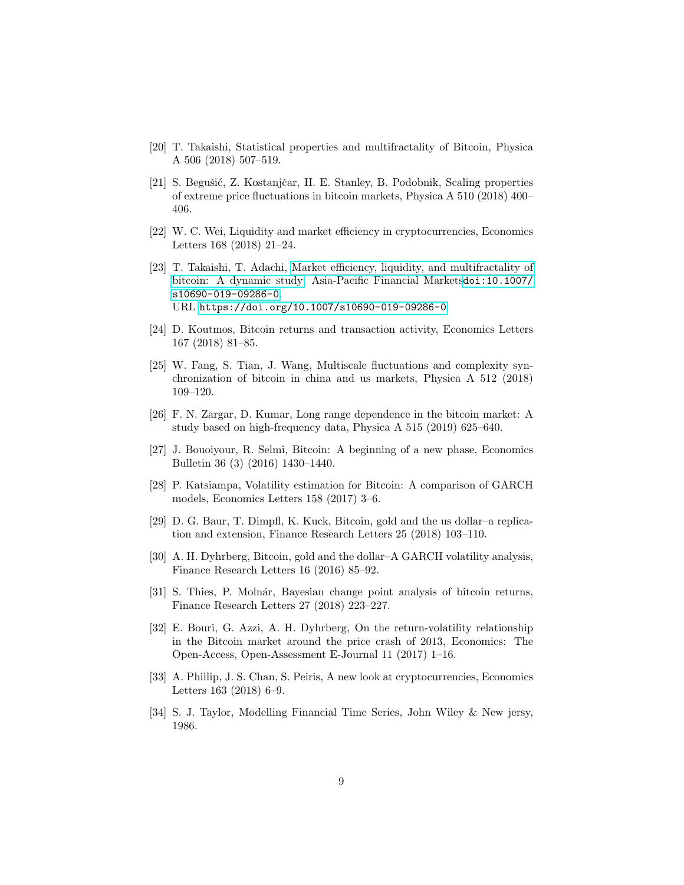[20] T. Takaishi, Statistical properties and multifractality of Bitcoin, Physica A 506 (2018) 507–519.

[21] S. Begušić, Z. Kostanjčar, H. E. Stanley, B. Podobnik, Scaling properties of extreme price fluctuations in bitcoin markets, Physica A 510 (2018) 400–406.

[22] W. C. Wei, Liquidity and market efficiency in cryptocurrencies, Economics Letters 168 (2018) 21–24.

[23] T. Takaishi, T. Adachi, Market efficiency, liquidity, and multifractality of bitcoin: A dynamic study, Asia-Pacific Financial Marketsdoi:10.1007/s10690-019-09286-0.
URL https://doi.org/10.1007/s10690-019-09286-0

[24] D. Koutmos, Bitcoin returns and transaction activity, Economics Letters 167 (2018) 81–85.

[25] W. Fang, S. Tian, J. Wang, Multiscale fluctuations and complexity synchronization of bitcoin in china and us markets, Physica A 512 (2018) 109–120.

[26] F. N. Zargar, D. Kumar, Long range dependence in the bitcoin market: A study based on high-frequency data, Physica A 515 (2019) 625–640.

[27] J. Bouoiyour, R. Selmi, Bitcoin: A beginning of a new phase, Economics Bulletin 36 (3) (2016) 1430–1440.

[28] P. Katsiampa, Volatility estimation for Bitcoin: A comparison of GARCH models, Economics Letters 158 (2017) 3–6.

[29] D. G. Baur, T. Dimpfl, K. Kuck, Bitcoin, gold and the us dollar–a replication and extension, Finance Research Letters 25 (2018) 103–110.

[30] A. H. Dyhrberg, Bitcoin, gold and the dollar–A GARCH volatility analysis, Finance Research Letters 16 (2016) 85–92.

[31] S. Thies, P. Molnár, Bayesian change point analysis of bitcoin returns, Finance Research Letters 27 (2018) 223–227.

[32] E. Bouri, G. Azzi, A. H. Dyhrberg, On the return-volatility relationship in the Bitcoin market around the price crash of 2013, Economics: The Open-Access, Open-Assessment E-Journal 11 (2017) 1–16.

[33] A. Phillip, J. S. Chan, S. Peiris, A new look at cryptocurrencies, Economics Letters 163 (2018) 6–9.

[34] S. J. Taylor, Modelling Financial Time Series, John Wiley & New jersy, 1986.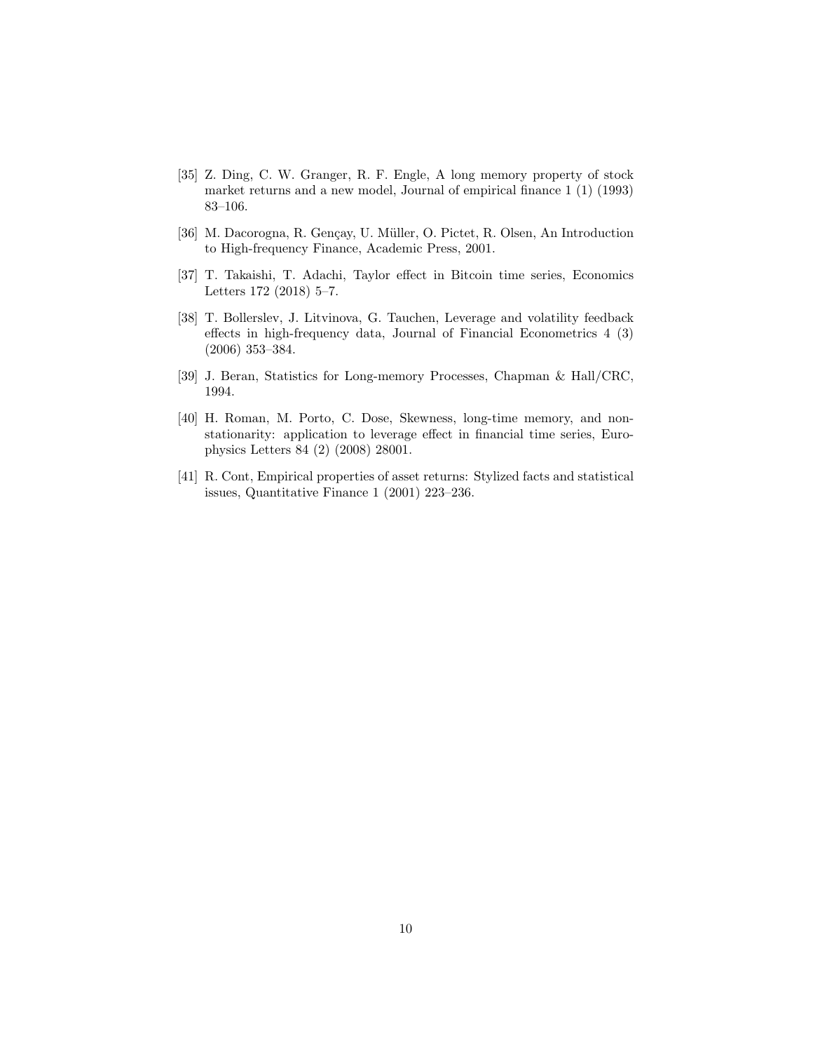[35] Z. Ding, C. W. Granger, R. F. Engle, A long memory property of stock market returns and a new model, Journal of empirical finance 1 (1) (1993) 83–106.

[36] M. Dacorogna, R. Gençay, U. Müller, O. Pictet, R. Olsen, An Introduction to High-frequency Finance, Academic Press, 2001.

[37] T. Takaishi, T. Adachi, Taylor effect in Bitcoin time series, Economics Letters 172 (2018) 5–7.

[38] T. Bollerslev, J. Litvinova, G. Tauchen, Leverage and volatility feedback effects in high-frequency data, Journal of Financial Econometrics 4 (3) (2006) 353–384.

[39] J. Beran, Statistics for Long-memory Processes, Chapman & Hall/CRC, 1994.

[40] H. Roman, M. Porto, C. Dose, Skewness, long-time memory, and non-stationarity: application to leverage effect in financial time series, Europhysics Letters 84 (2) (2008) 28001.

[41] R. Cont, Empirical properties of asset returns: Stylized facts and statistical issues, Quantitative Finance 1 (2001) 223–236.